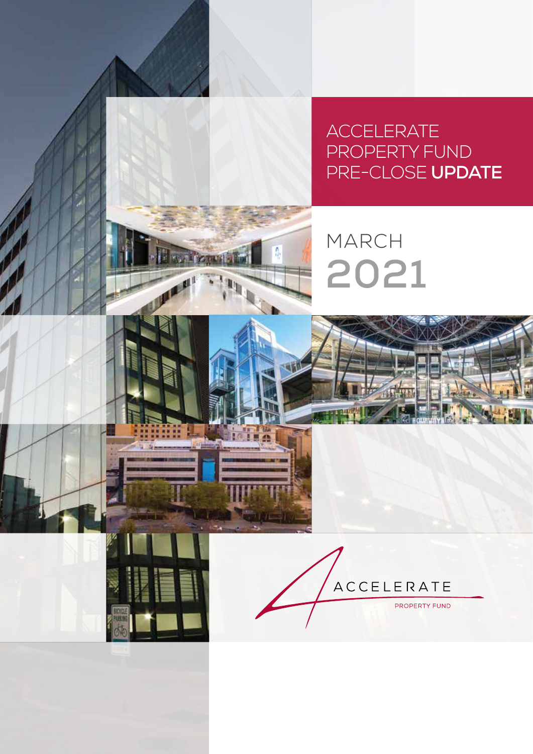# ACCELERATE PROPERTY FUND PRE-CLOSE **UPDATE**

## MARCH 2021

ACCELERATE

PROPERTY FUND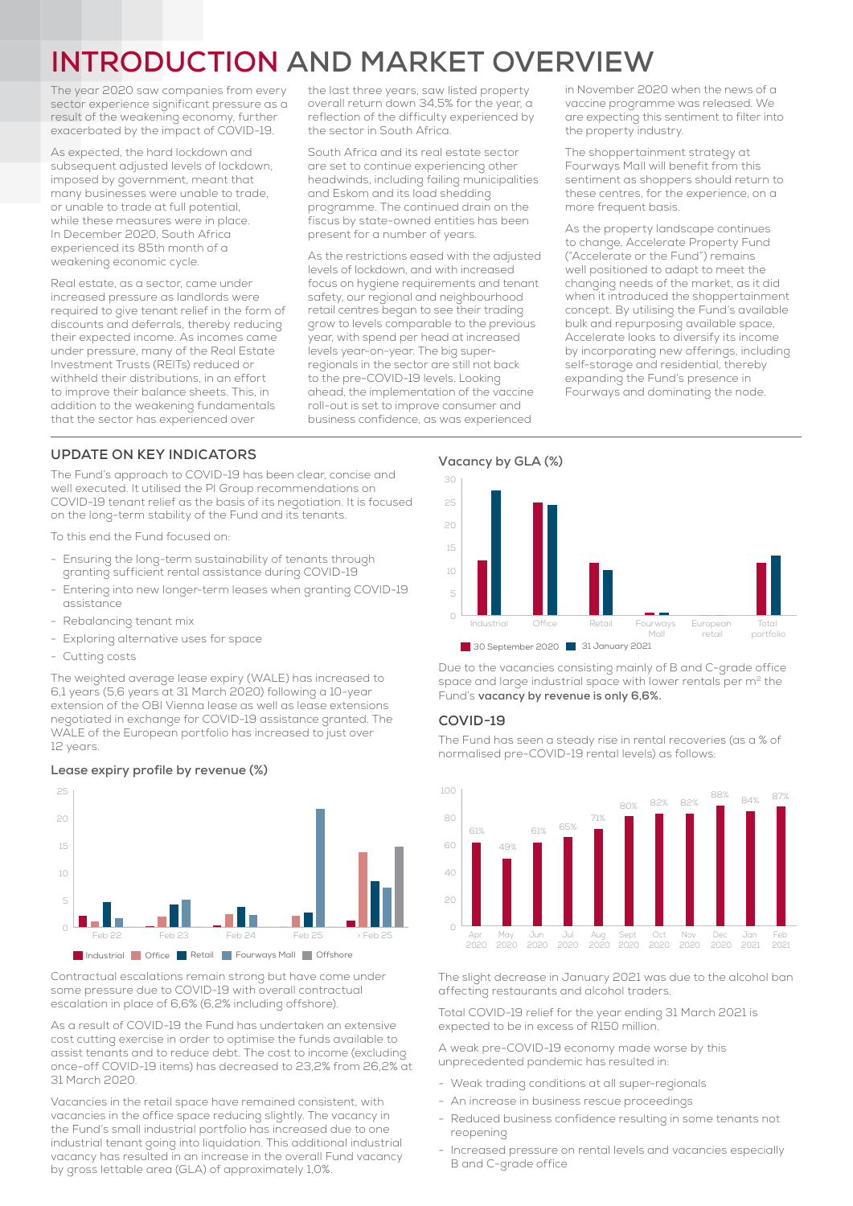# INTRODUCTION AND MARKET OVERVIEW

The year 2020 saw companies from every sector experience significant pressure as a result of the weakening economy, further exacerbated by the impact of COVID-19.

As expected, the hard lockdown and subsequent adjusted levels of lockdown, imposed by government, meant that many businesses were unable to trade, or unable to trade at full potential, while these measures were in place. In December 2020, South Africa experienced its 85th month of a weakening economic cycle.

Real estate, as a sector, came under increased pressure as landlords were required to give tenant relief in the form of discounts and deferrals, thereby reducing their expected income. As incomes came under pressure, many of the Real Estate Investment Trusts (REITs) reduced or withheld their distributions, in an effort to improve their balance sheets. This, in addition to the weakening fundamentals that the sector has experienced over the last three years, saw listed property overall return down 34,5% for the year, a reflection of the difficulty experienced by the sector in South Africa.

South Africa and its real estate sector are set to continue experiencing other headwinds, including failing municipalities and Eskom and its load shedding programme. The continued drain on the fiscus by state-owned entities has been present for a number of years.

As the restrictions eased with the adjusted levels of lockdown, and with increased focus on hygiene requirements and tenant safety, our regional and neighbourhood retail centres began to see their trading grow to levels comparable to the previous year, with spend per head at increased levels year-on-year. The big super-regionals in the sector are still not back to the pre-COVID-19 levels. Looking ahead, the implementation of the vaccine roll-out is set to improve consumer and business confidence, as was experienced in November 2020 when the news of a vaccine programme was released. We are expecting this sentiment to filter into the property industry.

The shoppertainment strategy at Fourways Mall will benefit from this sentiment as shoppers should return to these centres, for the experience, on a more frequent basis.

As the property landscape continues to change, Accelerate Property Fund ("Accelerate or the Fund") remains well positioned to adapt to meet the changing needs of the market, as it did when it introduced the shoppertainment concept. By utilising the Fund's available bulk and repurposing available space, Accelerate looks to diversify its income by incorporating new offerings, including self-storage and residential, thereby expanding the Fund's presence in Fourways and dominating the node.

## UPDATE ON KEY INDICATORS

The Fund's approach to COVID-19 has been clear, concise and well executed. It utilised the PI Group recommendations on COVID-19 tenant relief as the basis of its negotiation. It is focused on the long-term stability of the Fund and its tenants.

To this end the Fund focused on:

- Ensuring the long-term sustainability of tenants through granting sufficient rental assistance during COVID-19
- Entering into new longer-term leases when granting COVID-19 assistance
- Rebalancing tenant mix
- Exploring alternative uses for space
- Cutting costs

The weighted average lease expiry (WALE) has increased to 6,1 years (5,6 years at 31 March 2020) following a 10-year extension of the OBI Vienna lease as well as lease extensions negotiated in exchange for COVID-19 assistance granted. The WALE of the European portfolio has increased to just over 12 years.

### Lease expiry profile by revenue (%)

Chart: Lease expiry profile by revenue (%) for Feb 22, Feb 23, Feb 24, Feb 25, > Feb 25 — series: Industrial, Office, Retail, Fourways Mall, Offshore.

Contractual escalations remain strong but have come under some pressure due to COVID-19 with overall contractual escalation in place of 6,6% (6,2% including offshore).

As a result of COVID-19 the Fund has undertaken an extensive cost cutting exercise in order to optimise the funds available to assist tenants and to reduce debt. The cost to income (excluding once-off COVID-19 items) has decreased to 23,2% from 26,2% at 31 March 2020.

Vacancies in the retail space have remained consistent, with vacancies in the office space reducing slightly. The vacancy in the Fund's small industrial portfolio has increased due to one industrial tenant going into liquidation. This additional industrial vacancy has resulted in an increase in the overall Fund vacancy by gross lettable area (GLA) of approximately 1,0%.

### Vacancy by GLA (%)

Chart: Vacancy by GLA (%) for Industrial, Office, Retail, Fourways Mall, European retail, Total portfolio — series: 30 September 2020, 31 January 2021.

Due to the vacancies consisting mainly of B and C-grade office space and large industrial space with lower rentals per m² the Fund's **vacancy by revenue is only 6,6%.**

## COVID-19

The Fund has seen a steady rise in rental recoveries (as a % of normalised pre-COVID-19 rental levels) as follows:

| Apr 2020 | May 2020 | Jun 2020 | Jul 2020 | Aug 2020 | Sept 2020 | Oct 2020 | Nov 2020 | Dec 2020 | Jan 2021 | Feb 2021 |
|---|---|---|---|---|---|---|---|---|---|---|
| 61% | 49% | 61% | 65% | 71% | 80% | 82% | 82% | 88% | 84% | 87% |

The slight decrease in January 2021 was due to the alcohol ban affecting restaurants and alcohol traders.

Total COVID-19 relief for the year ending 31 March 2021 is expected to be in excess of R150 million.

A weak pre-COVID-19 economy made worse by this unprecedented pandemic has resulted in:

- Weak trading conditions at all super-regionals
- An increase in business rescue proceedings
- Reduced business confidence resulting in some tenants not reopening
- Increased pressure on rental levels and vacancies especially B and C-grade office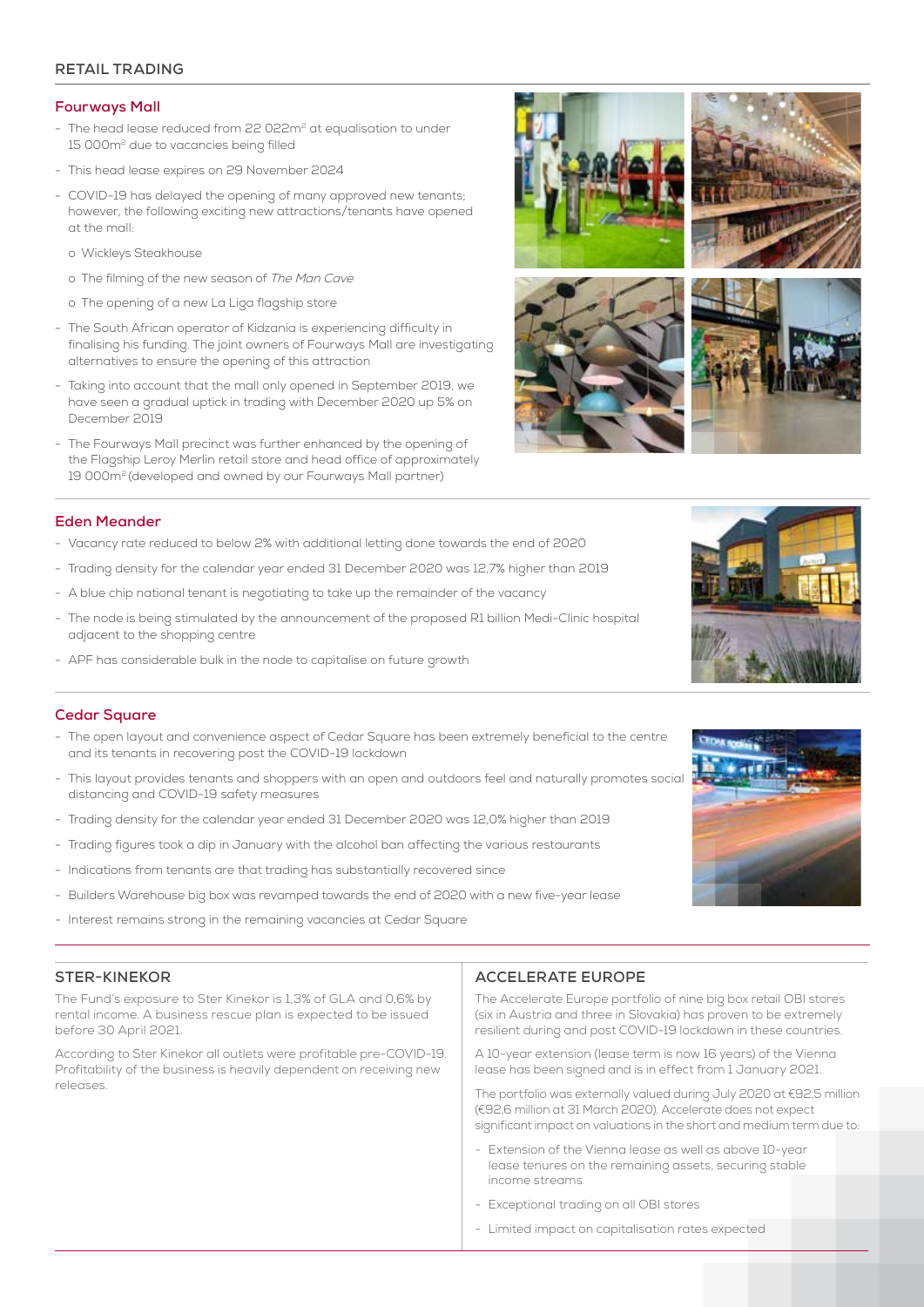## RETAIL TRADING

### Fourways Mall

- The head lease reduced from 22 022m² at equalisation to under 15 000m² due to vacancies being filled
- This head lease expires on 29 November 2024
- COVID-19 has delayed the opening of many approved new tenants; however, the following exciting new attractions/tenants have opened at the mall:
  - o Wickleys Steakhouse
  - o The filming of the new season of *The Man Cave*
  - o The opening of a new La Liga flagship store
- The South African operator of Kidzania is experiencing difficulty in finalising his funding. The joint owners of Fourways Mall are investigating alternatives to ensure the opening of this attraction
- Taking into account that the mall only opened in September 2019, we have seen a gradual uptick in trading with December 2020 up 5% on December 2019
- The Fourways Mall precinct was further enhanced by the opening of the Flagship Leroy Merlin retail store and head office of approximately 19 000m² (developed and owned by our Fourways Mall partner)

### Eden Meander

- Vacancy rate reduced to below 2% with additional letting done towards the end of 2020
- Trading density for the calendar year ended 31 December 2020 was 12,7% higher than 2019
- A blue chip national tenant is negotiating to take up the remainder of the vacancy
- The node is being stimulated by the announcement of the proposed R1 billion Medi-Clinic hospital adjacent to the shopping centre
- APF has considerable bulk in the node to capitalise on future growth

### Cedar Square

- The open layout and convenience aspect of Cedar Square has been extremely beneficial to the centre and its tenants in recovering post the COVID-19 lockdown
- This layout provides tenants and shoppers with an open and outdoors feel and naturally promotes social distancing and COVID-19 safety measures
- Trading density for the calendar year ended 31 December 2020 was 12,0% higher than 2019
- Trading figures took a dip in January with the alcohol ban affecting the various restaurants
- Indications from tenants are that trading has substantially recovered since
- Builders Warehouse big box was revamped towards the end of 2020 with a new five-year lease
- Interest remains strong in the remaining vacancies at Cedar Square

## STER-KINEKOR

The Fund's exposure to Ster Kinekor is 1,3% of GLA and 0,6% by rental income. A business rescue plan is expected to be issued before 30 April 2021.

According to Ster Kinekor all outlets were profitable pre-COVID-19. Profitability of the business is heavily dependent on receiving new releases.

## ACCELERATE EUROPE

The Accelerate Europe portfolio of nine big box retail OBI stores (six in Austria and three in Slovakia) has proven to be extremely resilient during and post COVID-19 lockdown in these countries.

A 10-year extension (lease term is now 16 years) of the Vienna lease has been signed and is in effect from 1 January 2021.

The portfolio was externally valued during July 2020 at €92,5 million (€92,6 million at 31 March 2020). Accelerate does not expect significant impact on valuations in the short and medium term due to:

- Extension of the Vienna lease as well as above 10-year lease tenures on the remaining assets, securing stable income streams
- Exceptional trading on all OBI stores
- Limited impact on capitalisation rates expected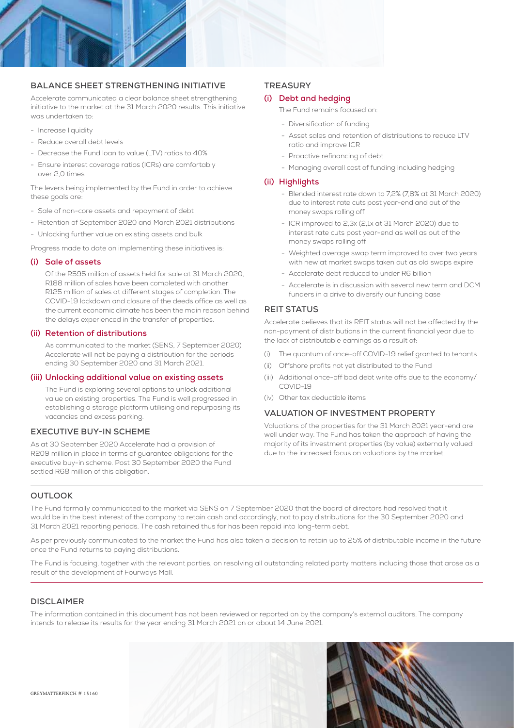## BALANCE SHEET STRENGTHENING INITIATIVE

Accelerate communicated a clear balance sheet strengthening initiative to the market at the 31 March 2020 results. This initiative was undertaken to:

- Increase liquidity
- Reduce overall debt levels
- Decrease the Fund loan to value (LTV) ratios to 40%
- Ensure interest coverage ratios (ICRs) are comfortably over 2,0 times

The levers being implemented by the Fund in order to achieve these goals are:

- Sale of non-core assets and repayment of debt
- Retention of September 2020 and March 2021 distributions
- Unlocking further value on existing assets and bulk

Progress made to date on implementing these initiatives is:

### (i) Sale of assets

Of the R595 million of assets held for sale at 31 March 2020, R188 million of sales have been completed with another R125 million of sales at different stages of completion. The COVID-19 lockdown and closure of the deeds office as well as the current economic climate has been the main reason behind the delays experienced in the transfer of properties.

### (ii) Retention of distributions

As communicated to the market (SENS, 7 September 2020) Accelerate will not be paying a distribution for the periods ending 30 September 2020 and 31 March 2021.

### (iii) Unlocking additional value on existing assets

The Fund is exploring several options to unlock additional value on existing properties. The Fund is well progressed in establishing a storage platform utilising and repurposing its vacancies and excess parking.

## EXECUTIVE BUY-IN SCHEME

As at 30 September 2020 Accelerate had a provision of R209 million in place in terms of guarantee obligations for the executive buy-in scheme. Post 30 September 2020 the Fund settled R68 million of this obligation.

## TREASURY

### (i) Debt and hedging

The Fund remains focused on:

- Diversification of funding
- Asset sales and retention of distributions to reduce LTV ratio and improve ICR
- Proactive refinancing of debt
- Managing overall cost of funding including hedging

### (ii) Highlights

- Blended interest rate down to 7,2% (7,8% at 31 March 2020) due to interest rate cuts post year-end and out of the money swaps rolling off
- ICR improved to 2,3x (2,1x at 31 March 2020) due to interest rate cuts post year-end as well as out of the money swaps rolling off
- Weighted average swap term improved to over two years with new at market swaps taken out as old swaps expire
- Accelerate debt reduced to under R6 billion
- Accelerate is in discussion with several new term and DCM funders in a drive to diversify our funding base

## REIT STATUS

Accelerate believes that its REIT status will not be affected by the non-payment of distributions in the current financial year due to the lack of distributable earnings as a result of:

(i) The quantum of once-off COVID-19 relief granted to tenants
(ii) Offshore profits not yet distributed to the Fund
(iii) Additional once-off bad debt write offs due to the economy/ COVID-19
(iv) Other tax deductible items

## VALUATION OF INVESTMENT PROPERTY

Valuations of the properties for the 31 March 2021 year-end are well under way. The Fund has taken the approach of having the majority of its investment properties (by value) externally valued due to the increased focus on valuations by the market.

## OUTLOOK

The Fund formally communicated to the market via SENS on 7 September 2020 that the board of directors had resolved that it would be in the best interest of the company to retain cash and accordingly, not to pay distributions for the 30 September 2020 and 31 March 2021 reporting periods. The cash retained thus far has been repaid into long-term debt.

As per previously communicated to the market the Fund has also taken a decision to retain up to 25% of distributable income in the future once the Fund returns to paying distributions.

The Fund is focusing, together with the relevant parties, on resolving all outstanding related party matters including those that arose as a result of the development of Fourways Mall.

## DISCLAIMER

The information contained in this document has not been reviewed or reported on by the company's external auditors. The company intends to release its results for the year ending 31 March 2021 on or about 14 June 2021.

GREYMATTERFINCH # 15160